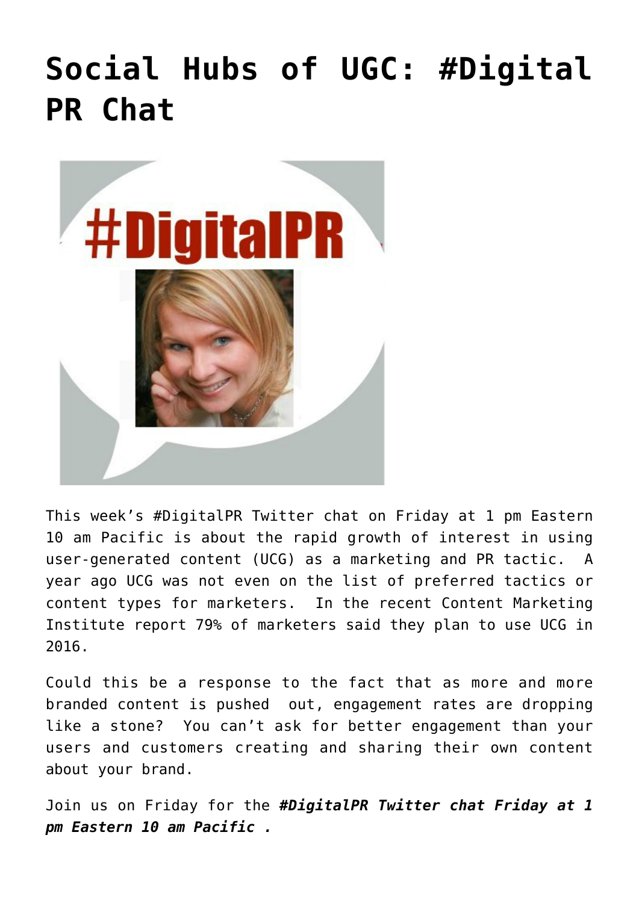# Social Hubs of UGC: #Digital PR Chat

This week's #DigitalPR Twitter chat on Friday at 1 pm Eastern 10 am Pacific is about the rapid growth of interest in using user-generated content (UCG) as a marketing and PR tactic. A year ago UCG was not even on the list of preferred tactics or content types for marketers. In the recent Content Marketing Institute report 79% of marketers said they plan to use UCG in 2016.

Could this be a response to the fact that as more and more branded content is pushed out, engagement rates are dropping like a stone? You can't ask for better engagement than your users and customers creating and sharing their own content about your brand.

Join us on Friday for the ***#DigitalPR Twitter chat Friday at 1 pm Eastern 10 am Pacific .***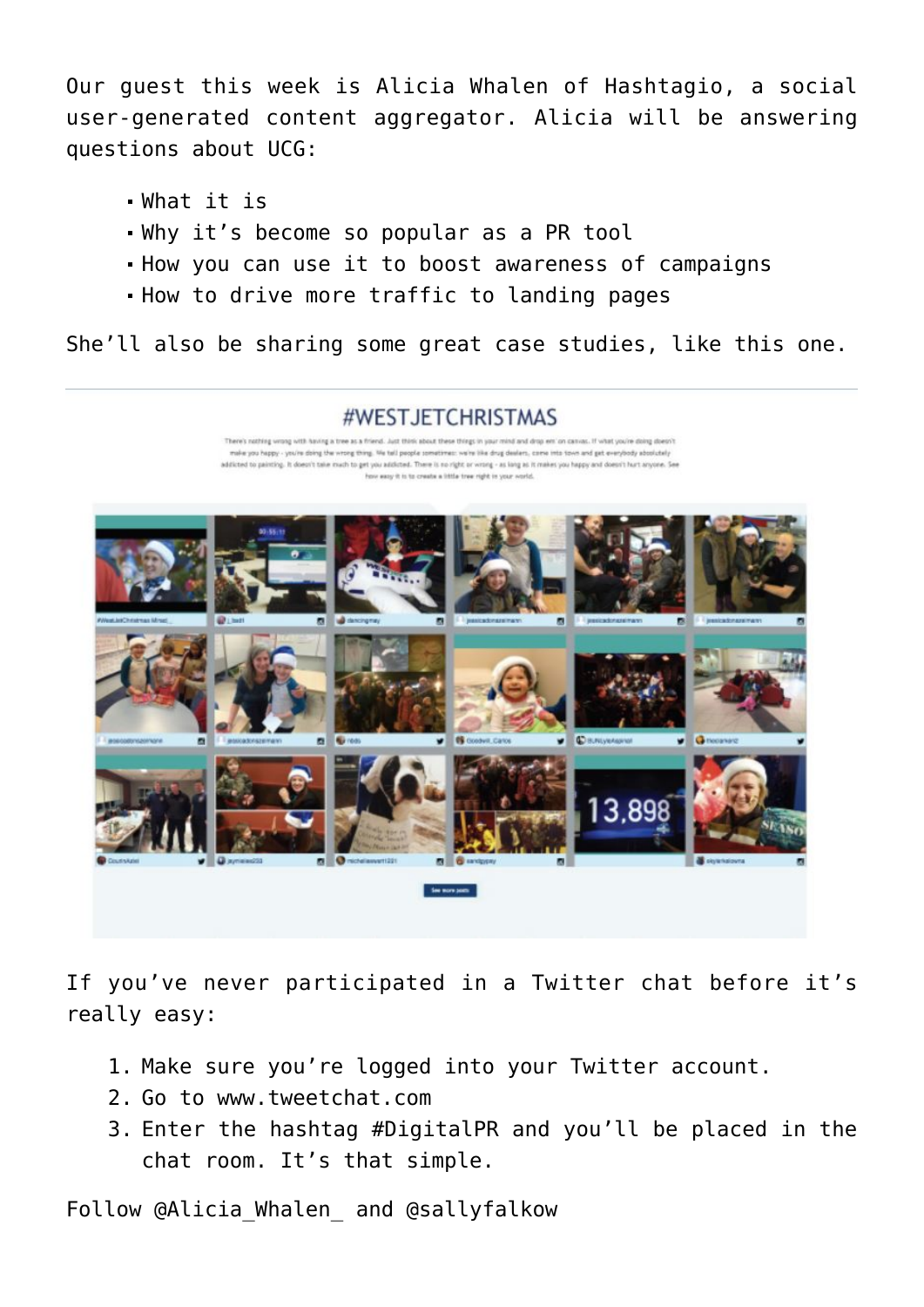Our guest this week is Alicia Whalen of Hashtagio, a social user-generated content aggregator. Alicia will be answering questions about UCG:

- What it is
- Why it's become so popular as a PR tool
- How you can use it to boost awareness of campaigns
- How to drive more traffic to landing pages

She'll also be sharing some great case studies, like this one.

If you've never participated in a Twitter chat before it's really easy:

1. Make sure you're logged into your Twitter account.
2. Go to www.tweetchat.com
3. Enter the hashtag #DigitalPR and you'll be placed in the chat room. It's that simple.

Follow @Alicia_Whalen_ and @sallyfalkow